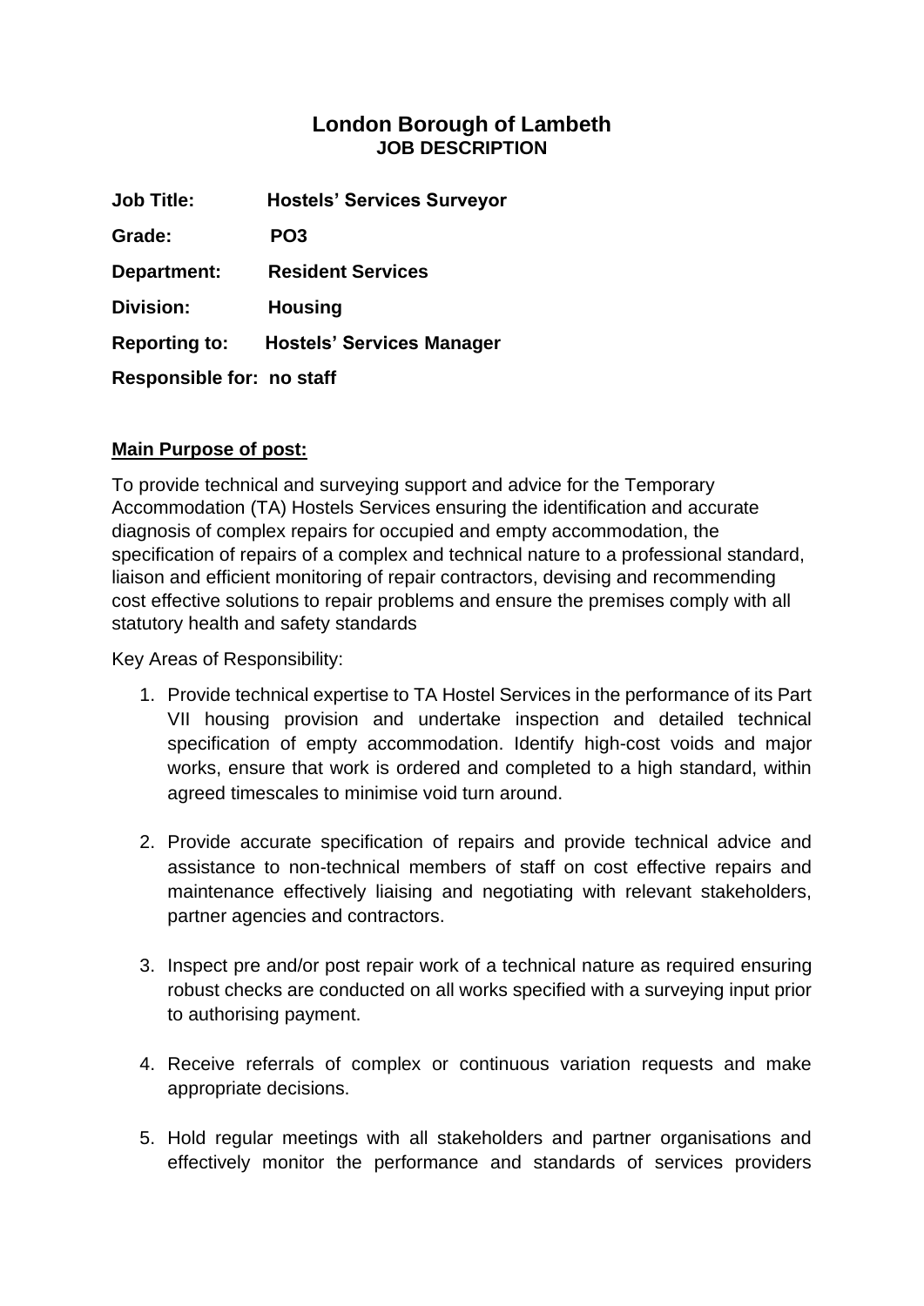# London Borough of Lambeth
## JOB DESCRIPTION

**Job Title:** **Hostels' Services Surveyor**

**Grade:** **PO3**

**Department:** **Resident Services**

**Division:** **Housing**

**Reporting to:** **Hostels' Services Manager**

**Responsible for: no staff**

**Main Purpose of post:**

To provide technical and surveying support and advice for the Temporary Accommodation (TA) Hostels Services ensuring the identification and accurate diagnosis of complex repairs for occupied and empty accommodation, the specification of repairs of a complex and technical nature to a professional standard, liaison and efficient monitoring of repair contractors, devising and recommending cost effective solutions to repair problems and ensure the premises comply with all statutory health and safety standards

Key Areas of Responsibility:

1. Provide technical expertise to TA Hostel Services in the performance of its Part VII housing provision and undertake inspection and detailed technical specification of empty accommodation. Identify high-cost voids and major works, ensure that work is ordered and completed to a high standard, within agreed timescales to minimise void turn around.

2. Provide accurate specification of repairs and provide technical advice and assistance to non-technical members of staff on cost effective repairs and maintenance effectively liaising and negotiating with relevant stakeholders, partner agencies and contractors.

3. Inspect pre and/or post repair work of a technical nature as required ensuring robust checks are conducted on all works specified with a surveying input prior to authorising payment.

4. Receive referrals of complex or continuous variation requests and make appropriate decisions.

5. Hold regular meetings with all stakeholders and partner organisations and effectively monitor the performance and standards of services providers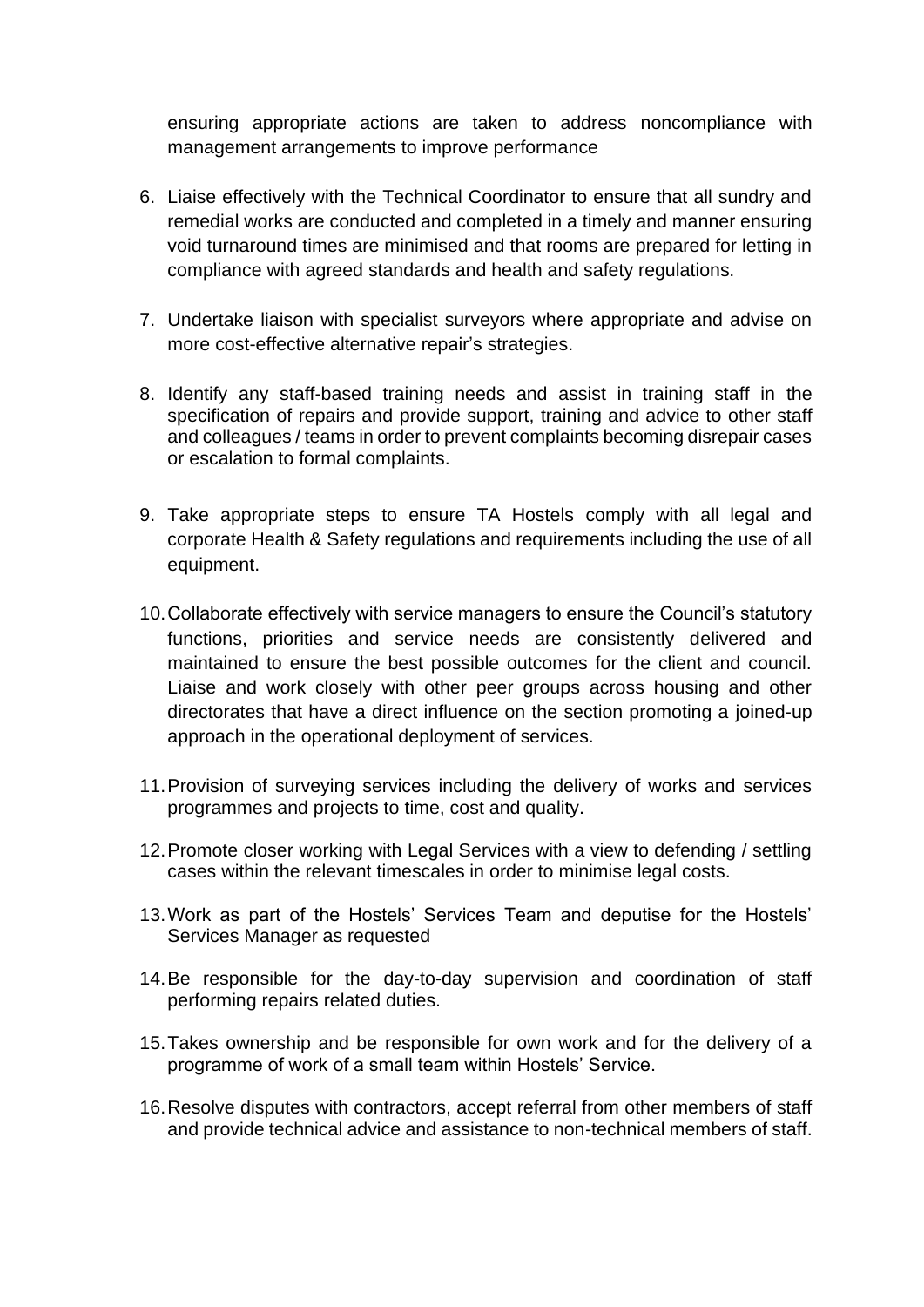ensuring appropriate actions are taken to address noncompliance with management arrangements to improve performance

6. Liaise effectively with the Technical Coordinator to ensure that all sundry and remedial works are conducted and completed in a timely and manner ensuring void turnaround times are minimised and that rooms are prepared for letting in compliance with agreed standards and health and safety regulations.

7. Undertake liaison with specialist surveyors where appropriate and advise on more cost-effective alternative repair's strategies.

8. Identify any staff-based training needs and assist in training staff in the specification of repairs and provide support, training and advice to other staff and colleagues / teams in order to prevent complaints becoming disrepair cases or escalation to formal complaints.

9. Take appropriate steps to ensure TA Hostels comply with all legal and corporate Health & Safety regulations and requirements including the use of all equipment.

10. Collaborate effectively with service managers to ensure the Council's statutory functions, priorities and service needs are consistently delivered and maintained to ensure the best possible outcomes for the client and council. Liaise and work closely with other peer groups across housing and other directorates that have a direct influence on the section promoting a joined-up approach in the operational deployment of services.

11. Provision of surveying services including the delivery of works and services programmes and projects to time, cost and quality.

12. Promote closer working with Legal Services with a view to defending / settling cases within the relevant timescales in order to minimise legal costs.

13. Work as part of the Hostels' Services Team and deputise for the Hostels' Services Manager as requested

14. Be responsible for the day-to-day supervision and coordination of staff performing repairs related duties.

15. Takes ownership and be responsible for own work and for the delivery of a programme of work of a small team within Hostels' Service.

16. Resolve disputes with contractors, accept referral from other members of staff and provide technical advice and assistance to non-technical members of staff.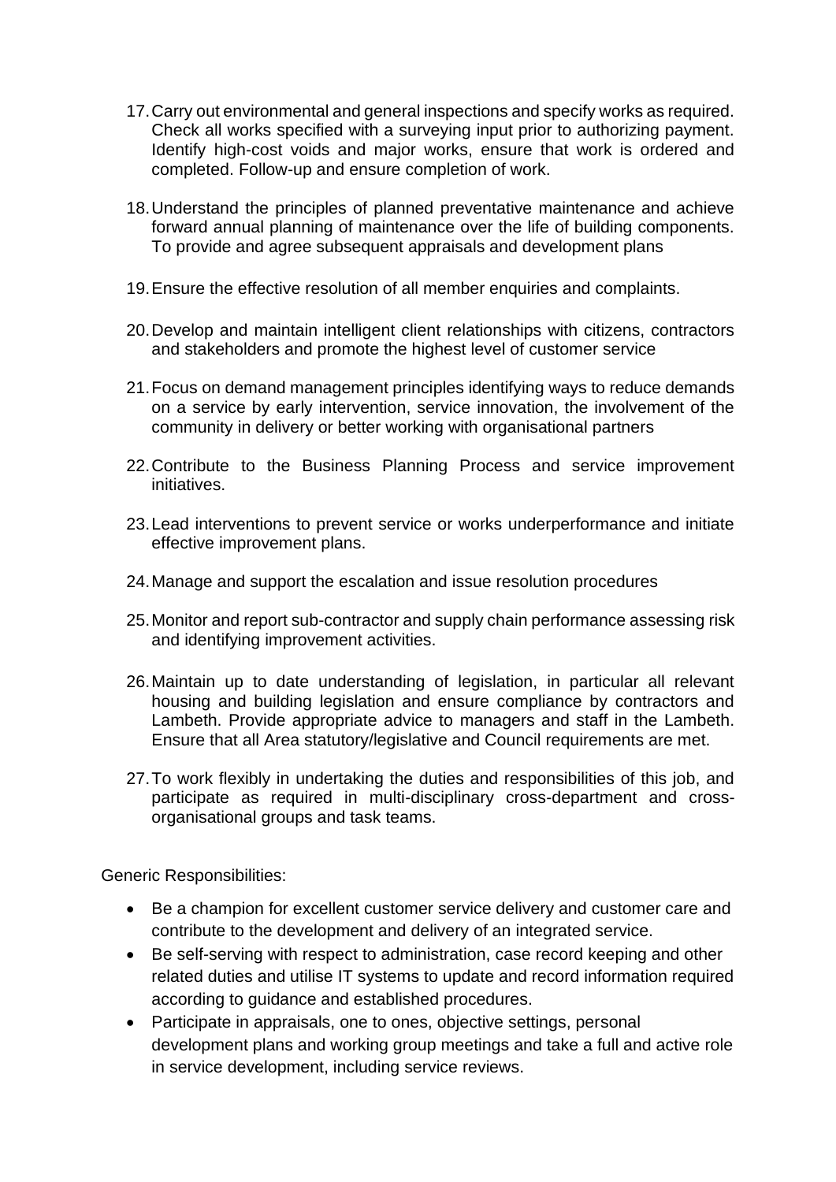17. Carry out environmental and general inspections and specify works as required. Check all works specified with a surveying input prior to authorizing payment. Identify high-cost voids and major works, ensure that work is ordered and completed. Follow-up and ensure completion of work.

18. Understand the principles of planned preventative maintenance and achieve forward annual planning of maintenance over the life of building components. To provide and agree subsequent appraisals and development plans

19. Ensure the effective resolution of all member enquiries and complaints.

20. Develop and maintain intelligent client relationships with citizens, contractors and stakeholders and promote the highest level of customer service

21. Focus on demand management principles identifying ways to reduce demands on a service by early intervention, service innovation, the involvement of the community in delivery or better working with organisational partners

22. Contribute to the Business Planning Process and service improvement initiatives.

23. Lead interventions to prevent service or works underperformance and initiate effective improvement plans.

24. Manage and support the escalation and issue resolution procedures

25. Monitor and report sub-contractor and supply chain performance assessing risk and identifying improvement activities.

26. Maintain up to date understanding of legislation, in particular all relevant housing and building legislation and ensure compliance by contractors and Lambeth. Provide appropriate advice to managers and staff in the Lambeth. Ensure that all Area statutory/legislative and Council requirements are met.

27. To work flexibly in undertaking the duties and responsibilities of this job, and participate as required in multi-disciplinary cross-department and cross-organisational groups and task teams.

Generic Responsibilities:

- Be a champion for excellent customer service delivery and customer care and contribute to the development and delivery of an integrated service.
- Be self-serving with respect to administration, case record keeping and other related duties and utilise IT systems to update and record information required according to guidance and established procedures.
- Participate in appraisals, one to ones, objective settings, personal development plans and working group meetings and take a full and active role in service development, including service reviews.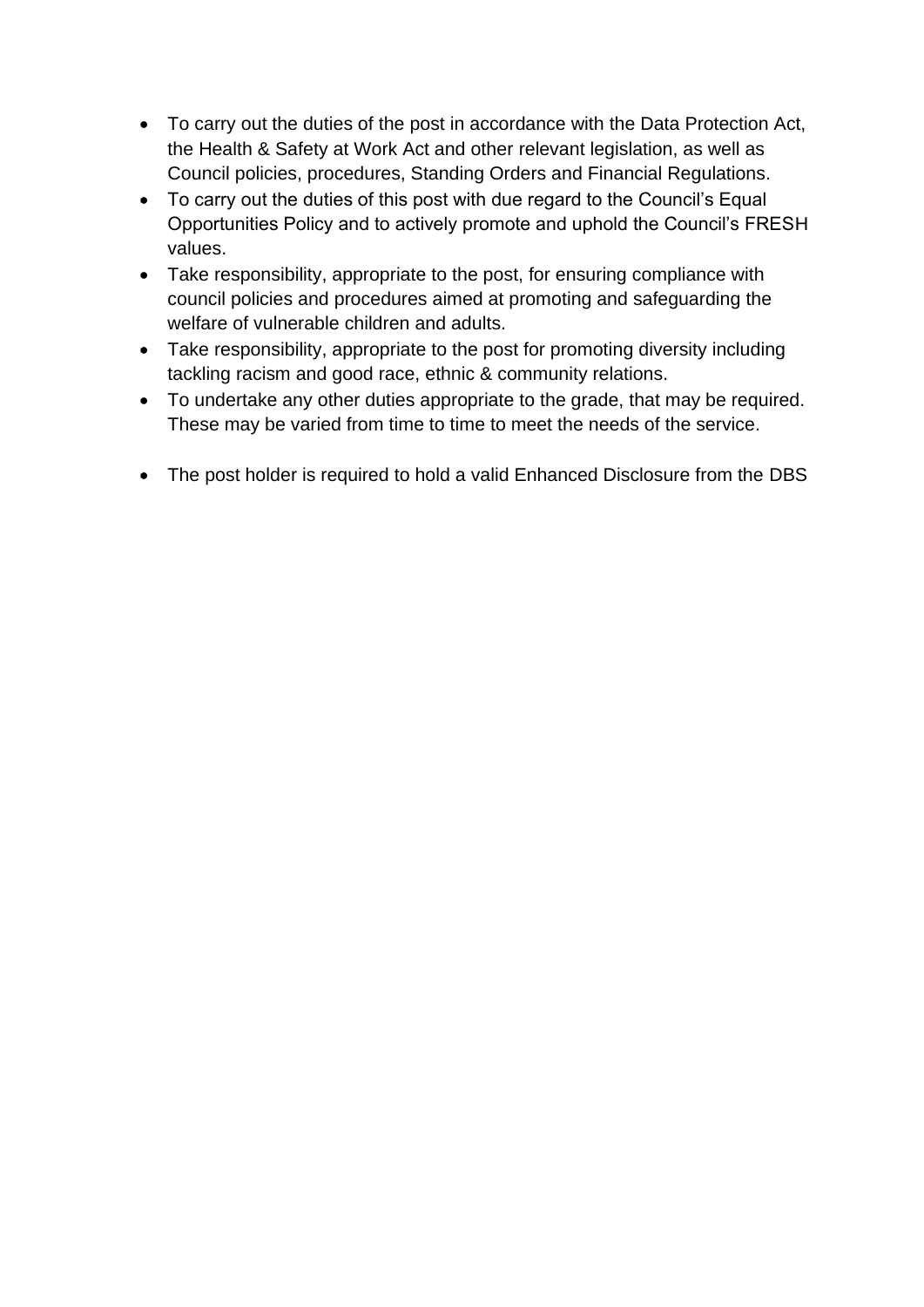- To carry out the duties of the post in accordance with the Data Protection Act, the Health & Safety at Work Act and other relevant legislation, as well as Council policies, procedures, Standing Orders and Financial Regulations.
- To carry out the duties of this post with due regard to the Council's Equal Opportunities Policy and to actively promote and uphold the Council's FRESH values.
- Take responsibility, appropriate to the post, for ensuring compliance with council policies and procedures aimed at promoting and safeguarding the welfare of vulnerable children and adults.
- Take responsibility, appropriate to the post for promoting diversity including tackling racism and good race, ethnic & community relations.
- To undertake any other duties appropriate to the grade, that may be required. These may be varied from time to time to meet the needs of the service.

- The post holder is required to hold a valid Enhanced Disclosure from the DBS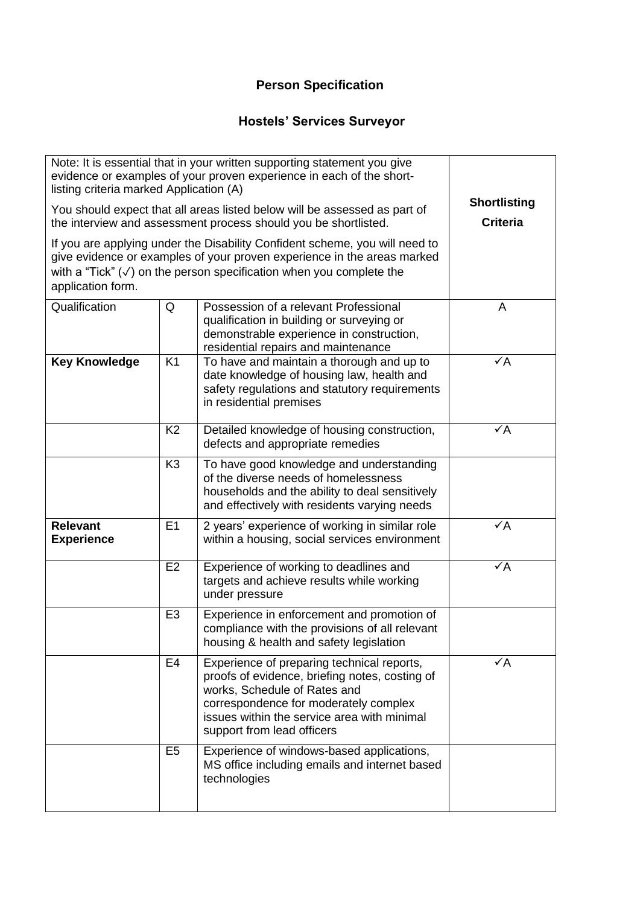## Person Specification

## Hostels' Services Surveyor

| Note: It is essential that in your written supporting statement you give evidence or examples of your proven experience in each of the short-listing criteria marked Application (A)<br><br>You should expect that all areas listed below will be assessed as part of the interview and assessment process should you be shortlisted.<br><br>If you are applying under the Disability Confident scheme, you will need to give evidence or examples of your proven experience in the areas marked with a "Tick" (✓) on the person specification when you complete the application form. | | | **Shortlisting Criteria** |
|---|---|---|---|
| Qualification | Q | Possession of a relevant Professional qualification in building or surveying or demonstrable experience in construction, residential repairs and maintenance | A |
| **Key Knowledge** | K1 | To have and maintain a thorough and up to date knowledge of housing law, health and safety regulations and statutory requirements in residential premises | ✓A |
| | K2 | Detailed knowledge of housing construction, defects and appropriate remedies | ✓A |
| | K3 | To have good knowledge and understanding of the diverse needs of homelessness households and the ability to deal sensitively and effectively with residents varying needs | |
| **Relevant Experience** | E1 | 2 years' experience of working in similar role within a housing, social services environment | ✓A |
| | E2 | Experience of working to deadlines and targets and achieve results while working under pressure | ✓A |
| | E3 | Experience in enforcement and promotion of compliance with the provisions of all relevant housing & health and safety legislation | |
| | E4 | Experience of preparing technical reports, proofs of evidence, briefing notes, costing of works, Schedule of Rates and correspondence for moderately complex issues within the service area with minimal support from lead officers | ✓A |
| | E5 | Experience of windows-based applications, MS office including emails and internet based technologies | |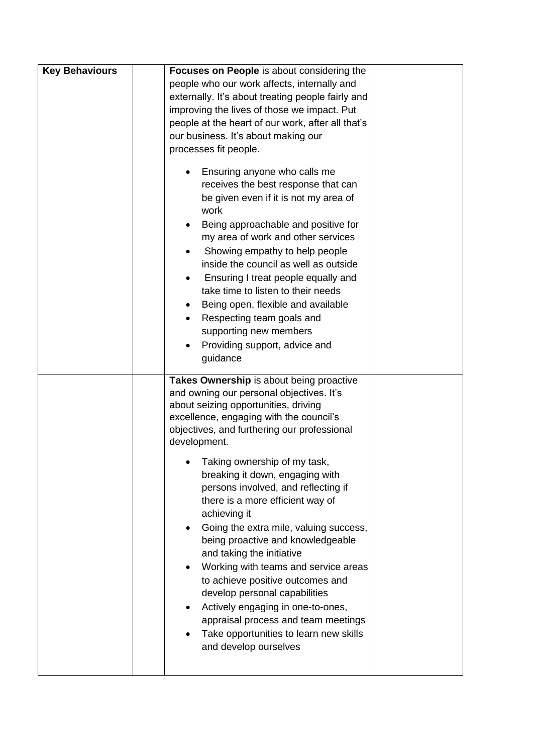| Key Behaviours | | | |
|---|---|---|---|
| | | **Focuses on People** is about considering the people who our work affects, internally and externally. It's about treating people fairly and improving the lives of those we impact. Put people at the heart of our work, after all that's our business. It's about making our processes fit people.<br><br>• Ensuring anyone who calls me receives the best response that can be given even if it is not my area of work<br>• Being approachable and positive for my area of work and other services<br>• Showing empathy to help people inside the council as well as outside<br>• Ensuring I treat people equally and take time to listen to their needs<br>• Being open, flexible and available<br>• Respecting team goals and supporting new members<br>• Providing support, advice and guidance | |
| | | **Takes Ownership** is about being proactive and owning our personal objectives. It's about seizing opportunities, driving excellence, engaging with the council's objectives, and furthering our professional development.<br><br>• Taking ownership of my task, breaking it down, engaging with persons involved, and reflecting if there is a more efficient way of achieving it<br>• Going the extra mile, valuing success, being proactive and knowledgeable and taking the initiative<br>• Working with teams and service areas to achieve positive outcomes and develop personal capabilities<br>• Actively engaging in one-to-ones, appraisal process and team meetings<br>• Take opportunities to learn new skills and develop ourselves | |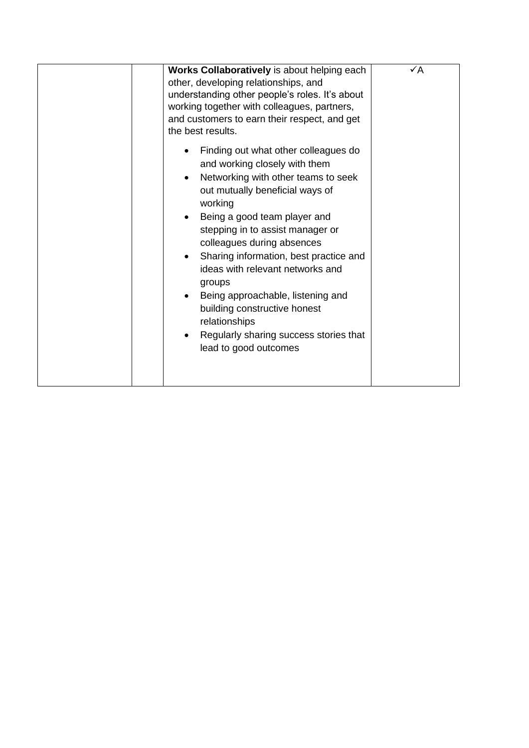| | | | |
|---|---|---|---|
| | | **Works Collaboratively** is about helping each other, developing relationships, and understanding other people's roles. It's about working together with colleagues, partners, and customers to earn their respect, and get the best results.<br><br>• Finding out what other colleagues do and working closely with them<br>• Networking with other teams to seek out mutually beneficial ways of working<br>• Being a good team player and stepping in to assist manager or colleagues during absences<br>• Sharing information, best practice and ideas with relevant networks and groups<br>• Being approachable, listening and building constructive honest relationships<br>• Regularly sharing success stories that lead to good outcomes | ✓A |